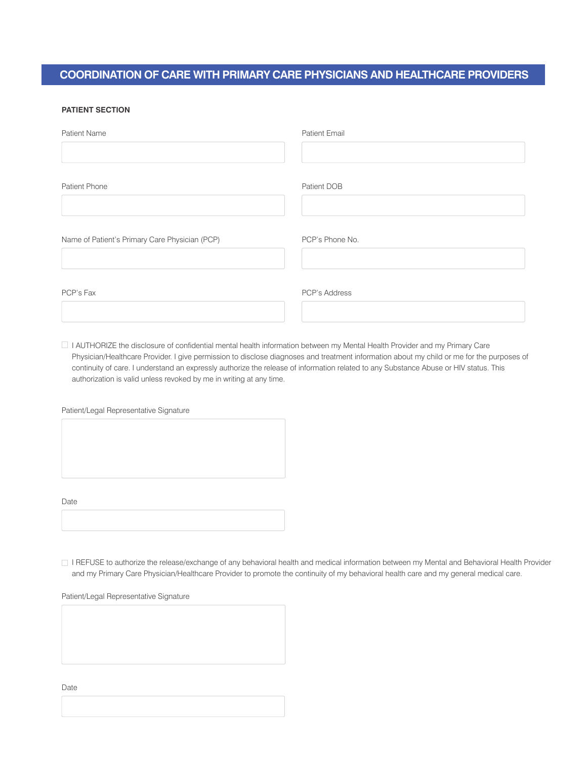# COORDINATION OF CARE WITH PRIMARY CARE PHYSICIANS AND HEALTHCARE PROVIDERS

**PATIENT SECTION**

Patient Name

Patient Email

Patient Phone

Patient DOB

Name of Patient's Primary Care Physician (PCP)

PCP's Phone No.

PCP's Fax

PCP's Address

☐ I AUTHORIZE the disclosure of confidential mental health information between my Mental Health Provider and my Primary Care Physician/Healthcare Provider. I give permission to disclose diagnoses and treatment information about my child or me for the purposes of continuity of care. I understand an expressly authorize the release of information related to any Substance Abuse or HIV status. This authorization is valid unless revoked by me in writing at any time.

Patient/Legal Representative Signature

Date

☐ I REFUSE to authorize the release/exchange of any behavioral health and medical information between my Mental and Behavioral Health Provider and my Primary Care Physician/Healthcare Provider to promote the continuity of my behavioral health care and my general medical care.

Patient/Legal Representative Signature

Date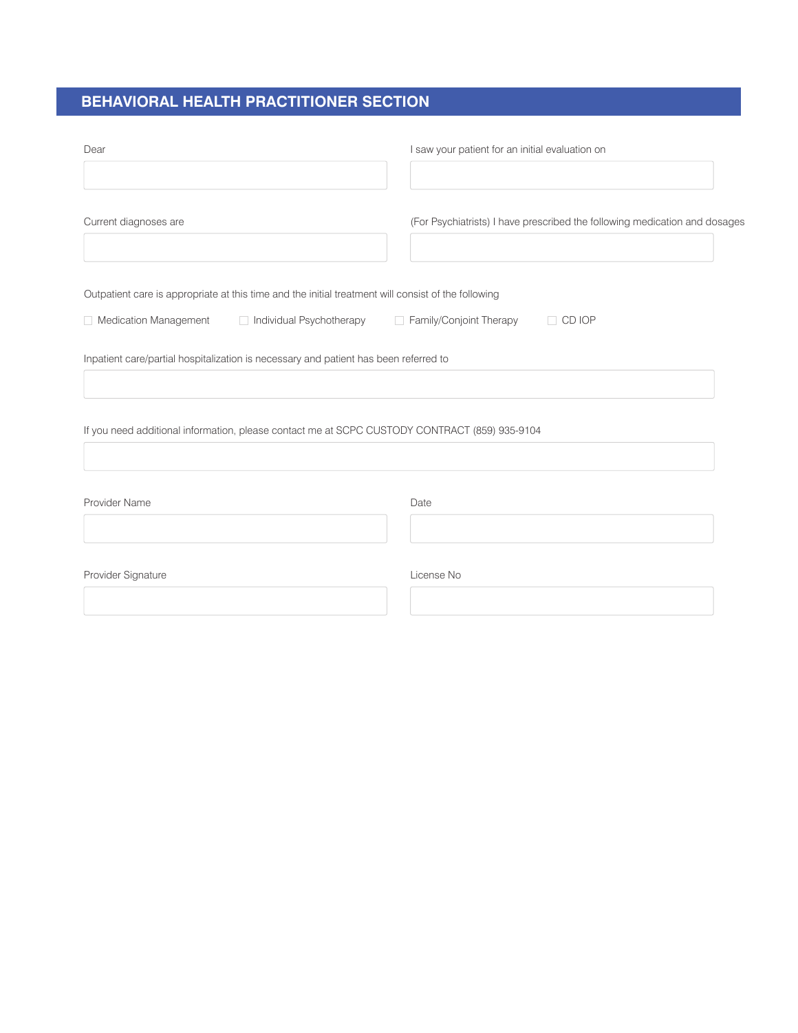## BEHAVIORAL HEALTH PRACTITIONER SECTION

Dear

I saw your patient for an initial evaluation on

Current diagnoses are

(For Psychiatrists) I have prescribed the following medication and dosages

Outpatient care is appropriate at this time and the initial treatment will consist of the following

- ☐ Medication Management
- ☐ Individual Psychotherapy
- ☐ Family/Conjoint Therapy
- ☐ CD IOP

Inpatient care/partial hospitalization is necessary and patient has been referred to

If you need additional information, please contact me at SCPC CUSTODY CONTRACT (859) 935-9104

Provider Name

Date

Provider Signature

License No